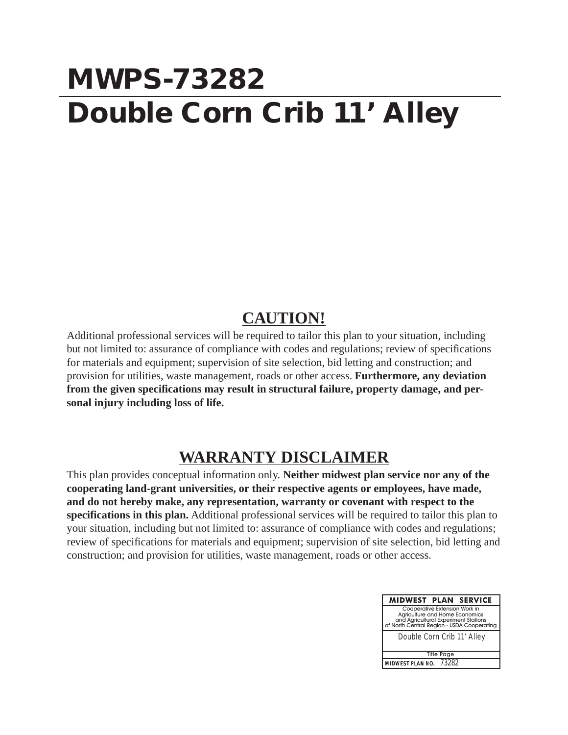# MWPS-73282

# Double Corn Crib 11' Alley

## CAUTION!

Additional professional services will be required to tailor this plan to your situation, including but not limited to: assurance of compliance with codes and regulations; review of specifications for materials and equipment; supervision of site selection, bid letting and construction; and provision for utilities, waste management, roads or other access. **Furthermore, any deviation from the given specifications may result in structural failure, property damage, and personal injury including loss of life.**

## WARRANTY DISCLAIMER

This plan provides conceptual information only. **Neither midwest plan service nor any of the cooperating land-grant universities, or their respective agents or employees, have made, and do not hereby make, any representation, warranty or covenant with respect to the specifications in this plan.** Additional professional services will be required to tailor this plan to your situation, including but not limited to: assurance of compliance with codes and regulations; review of specifications for materials and equipment; supervision of site selection, bid letting and construction; and provision for utilities, waste management, roads or other access.

| MIDWEST PLAN SERVICE |
| --- |
| Cooperative Extension Work in Agriculture and Home Economics and Agricultural Experiment Stations of North Central Region - USDA Cooperating |
| Double Corn Crib 11' Alley |
| Title Page |
| MIDWEST PLAN NO. 73282 |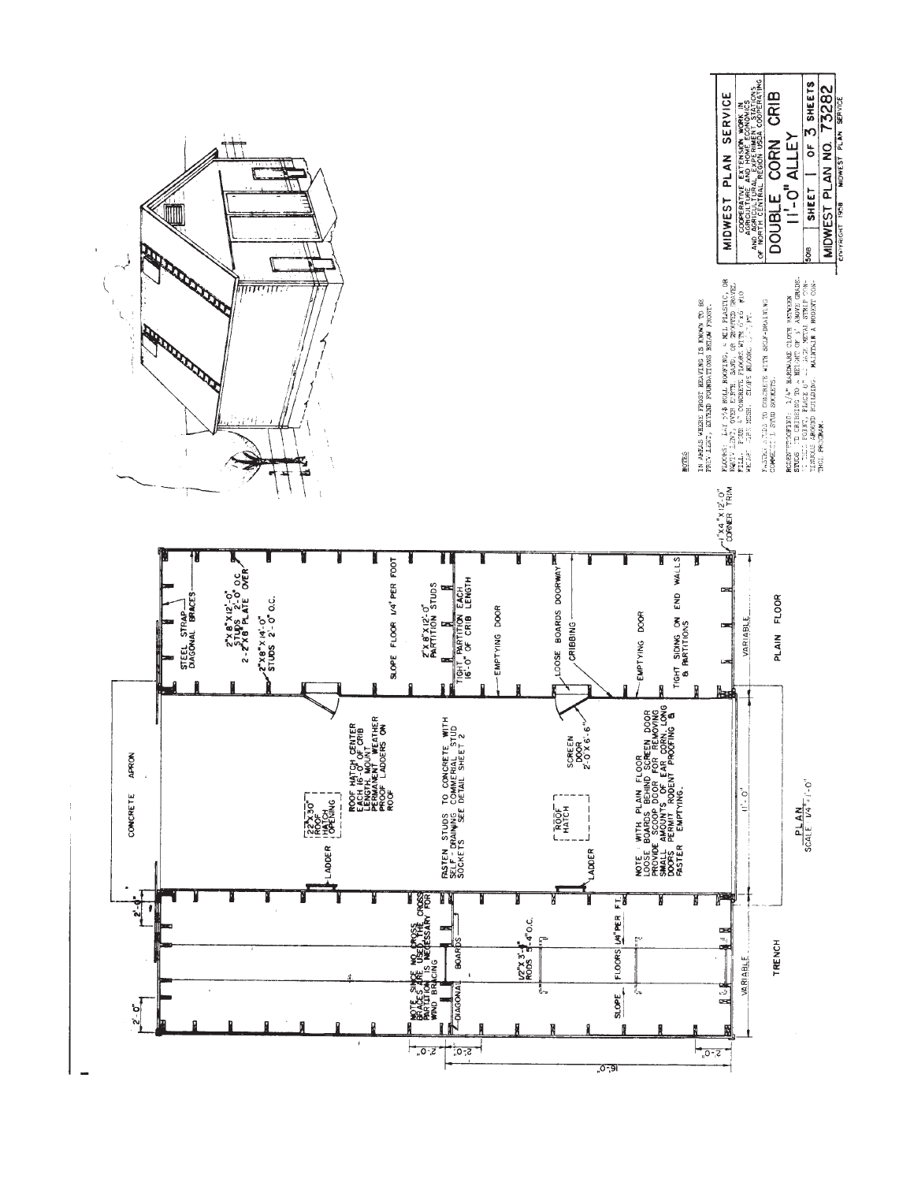PLAN
SCALE 1/4" = 1'-0"

CONCRETE APRON

TRENCH

PLAIN FLOOR

STEEL STRAP DIAGONAL BRACES

2"X8"X12'-0" STUDS 2'-0" O.C. 2-2"X8" PLATE OVER

2"X8"X14'-0" STUDS 2'-0" O.C.

SLOPE FLOOR 1/4" PER FOOT

2"X8"X12'-0" PARTITION STUDS

TIGHT PARTITION EACH 16'-0" OF CRIB LENGTH

EMPTYING DOOR

LOOSE BOARDS DOORWAY

CRIBBING

EMPTYING DOOR

TIGHT SIDING ON END WALLS & PARTITIONS

VARIABLE

1"X4"X12'-0" CORNER TRIM

2"X30" ROOF HATCH OPENING

ROOF HATCH CENTER EACH 16'-0" OF CRIB LENGTH. MOUNT PERMANENT WEATHER PROOF LADDERS ON ROOF

LADDER

FASTEN STUDS TO CONCRETE WITH SELF DRAINING COMMERCIAL STUD SOCKETS. SEE DETAIL SHEET 2

SCREEN DOOR 2'-0"X6'-6"

ROOF HATCH

LADDER

NOTE: WITH PLAIN FLOOR LOOSE BOARDS BEHIND SCREEN DOOR PROVIDE SCOOP DOOR FOR REMOVING SMALL AMOUNTS OF EAR CORN. LONG DOORS PERMIT RODENT PROOFING & FASTER EMPTYING.

11'-0"

NOTE: SINCE NO CROSS BRACE CAN BE USED THE CROSS PARTITION IS NECESSARY FOR WIND BRACING

DIAGONAL BOARDS

1/2"X3'-4" RODS 5'-4" O.C.

SLOPE FLOORS 1/4" PER FT.

VARIABLE

2'-0"

2'-0"

2'-0"

2'-0"

2'-0"

16'-0"

2'-0"

NOTES

IN AREAS WHERE FROST HEAVING IS KNOWN TO BE PREVALENT, EXTEND FOUNDATIONS BELOW FROST.

FLOORS: LAY 55# ROLL ROOFING, 4 MIL PLASTIC, OR EQUIV. LINER, OVER EARTH, SAND, OR GRADED GRAVEL FILL. POUR 4" CONCRETE FLOORS WITH 6"X6" #10 WELDED WIRE MESH. SLOPE FLOORS 1/4" PER FT.

FASTEN STUDS TO CONCRETE WITH SELF-DRAINING COMMERCIAL STUD SOCKETS.

RODENT PROOFING: 1/4" HARDWARE CLOTH BETWEEN STUDS AND CRIBBING TO A HEIGHT OF 3' ABOVE GRADE. AT THIS POINT, PLACE 6" ... METAL STRIP CONTINUOUS AROUND BUILDING. MAINTAIN A RODENT CONTROL PROGRAM.

MIDWEST PLAN SERVICE

COOPERATIVE EXTENSION WORK IN AGRICULTURE AND HOME ECONOMICS AND AGRICULTURAL EXPERIMENT STATIONS OF NORTH CENTRAL REGION USDA COOPERATING

DOUBLE CORN CRIB
11'-0" ALLEY

508 | SHEET 1 OF 3 SHEETS

MIDWEST PLAN NO. 73282

COPYRIGHT 1958 MIDWEST PLAN SERVICE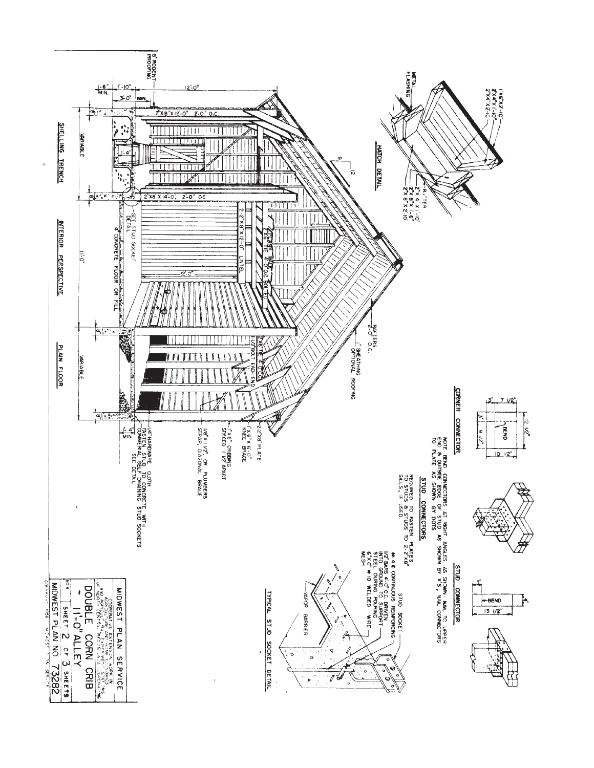## MATCH DETAIL

- 1"x6"x2'-10"
- 2"x4"x1'-10"
- 2"x4"x2'-10"
- METAL FLASHING
- RAFTER
- 2"x4"x1'-10"
- 2"x8"x1'-6"
- 2"x8"x2'-10"

## CORNER CONNECTOR

NOTE BEND CONNECTORS AT RIGHT ANGLES AS SHOWN. NAIL TO UPPER END & OUTSIDE EDGE OF STUD AS SHOWN BY X'S. NAIL CONNECTORS TO PLATE AS SHOWN BY DOTS.

## STUD CONNECTOR

## STUD CONNECTORS

REQUIRED TO FASTEN PLATES TO STUDS & STUDS TO 2-2"x8" SILLS, IF USED.

## TYPICAL STUD SOCKET DETAIL

- STUD SOCKET
- #4 @ CONTINUOUS REINFORCING
- 1/2" BARS 4'-0" O.C. DRIVEN INTO GROUND TO SUPPORT STEEL DURING POURING
- 6"x6" #10 WELDED WIRE MESH
- VAPOR BARRIER

## INTERIOR PERSPECTIVE

- 8" RODENT PROOFING
- 12'-0"
- 2"x8"x12'-0" 2'-0" O.C.
- 2"x8"x14'-0" 2'-0" O.C.
- 2-2"x8"x12'-0" LINTEL
- 2"x6" TIE 4'-0" O.C. BOLTED
- SEE STUD SOCKET DETAIL
- 4" CONCRETE FLOOR OR FILL
- RAFTERS 2'-0" O.C.
- 1" SHEATHING OPTIONAL
- ROOFING
- 1/2" BOLT EACH END
- 2"x6" TIE 4'-0" O.C.
- 2-2"x8" PLATE
- 1"x6"x6'-0" KNEE BRACE
- 1"x6" CRIBBING SPACED 1 1/2" APART
- 1/8"x1 1/2" OR PLUMBERS STRAP, DIAGONAL BRACE
- 1/4" HARDWARE CLOTH FASTEN STUD TO CONCRETE WITH COMMERCIAL SELF DRAINING STUD SOCKETS SEE DETAIL
- 1'-6" MIN.
- 1'-10"
- 3'-0" MIN.
- 1'-4" MIN.
- 8"
- 1'-4"
- VARIABLE
- 11'-0"
- SHELLING TRENCH
- PLAIN FLOOR

MIDWEST PLAN SERVICE

COOPERATIVE EXTENSION WORK IN AGRICULTURE AND HOME ECONOMICS AND AGRICULTURAL EXPERIMENT STATIONS OF NORTH CENTRAL REGION COOPERATING

DOUBLE CORN CRIB - 11'-0" ALLEY

5018 SHEET 2 OF 3 SHEETS

MIDWEST PLAN NO. 73282

COPYRIGHT 1958 MIDWEST PLAN SERVICE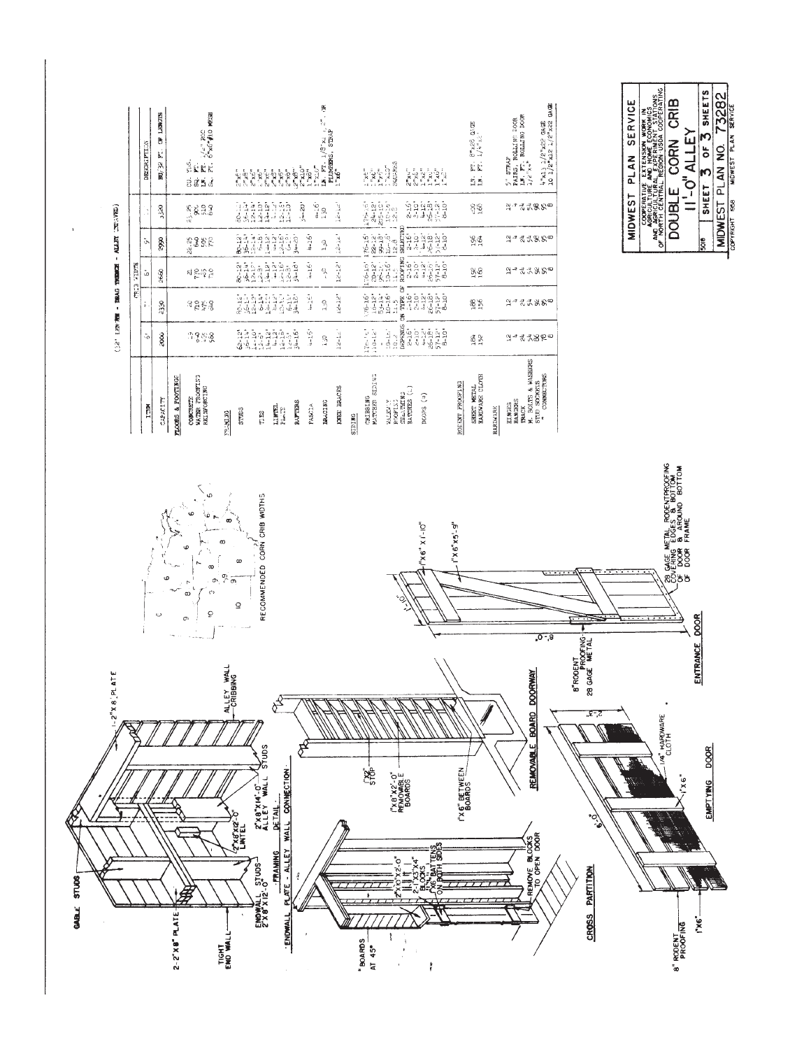GABLE STUDS

2-2"X8" PLATE

1-2"X8" PLATE

TIGHT END WALL

2"X8"X12'-0" LINTEL

ENDWALL STUDS 2"X8"X12'-0"

2"X8"X14'-0" ALLEY WALL STUDS

ALLEY WALL CRIBBING

FRAMING DETAIL

ENDWALL PLATE - ALLEY WALL CONNECTION

BOARDS AT 45°

2"X10"X2'-0"

2-1"X3"X4" BLOCKS

1"X6" BATTENS ON BOTH SIDES

REMOVE BLOCKS TO OPEN DOOR

CROSS PARTITION

1"X2" STOP

1"X8"X2'-0" REMOVABLE BOARDS

1"X6" BETWEEN BOARDS

REMOVABLE BOARD DOORWAY

8" RODENT PROOFING

1"X6"

6'-0"

1/4" HARDWARE CLOTH

1"X6"

2'-3"

EMPTYING DOOR

RECOMMENDED CORN CRIB WIDTHS

1'-10"

1"X6"X1'-10"

1"X6"X5'-9"

8'-0"

8" RODENT PROOFING 28 GAGE METAL

28 GAGE METAL RODENTPROOFING COVERING EDGES & BOTTOM OF DOOR & AROUND BOTTOM OF DOOR FRAME

ENTRANCE DOOR

(32' LENGTH - DRAG TRENCH - ALLEY COVERED)

| ITEM | CRIB WIDTH | | | | | DESCRIPTION |
|---|---|---|---|---|---|---|
| | 6' | 7' | 8' | 9' | 10' | |
| CAPACITY | 2000 | 2330 | 2660 | 2990 | 3320 | BU-32 FT. OF LENGTH |
| FLOORS & FOOTINGS | | | | | | |
| CONCRETE | 19 | 20 | 21 | 22.25 | 23.25 | CU. YDS. |
| WATER PROOFING | 640 | 710 | 770 | 840 | 900 | SQ. FT. 4" ROD |
| REINFORCING | 580 | 640 | 710 | 770 | 840 | SQ. FT. 6"x6" #10 MESH |
| FRAMING | | | | | | |
| STUDS | 60-12' | 80-12' | 80-12' | 80-12' | 80-12' | 2"x6" |
| | 16-14' | 16-14' | 16-14' | 16-14' | 16-14' | 2"x8" |
| | 14-10' | 12-14' | 12-14' | 12-14' | 12-14' | 2"x6" |
| | 12-6' | 12-6' | 12-6' | 12-8' | 12-10' | 2"x6" |
| TIES | 14-12' | 14-12' | 14-12' | 14-12' | 14-12' | 2"x6" |
| | 14-16' | 14-16' | 14-16' | 14-18' | 12-18' | 2"x8" |
| LINTEL | 12-8' | 12-8' | 12-8' | 12-8' | 12-8' | 2"x8" |
| PLATE | 6-12' | 6-12' | 6-12' | 6-12' | 6-12' | 2"x8" |
| RAFTERS | 34-16' | 34-18' | 34-18' | 34-20' | 34-20' | 2"x8" |
| FASCIA | 4-16' | 4-16' | 4-16' | 4-16' | 4-16' | 1"x6" |
| BRACING | 130 | 130 | 130 | 130 | 130 | LIN. FT. 1/8"x1 1/2" OR PLUMBERS, STRAP |
| KNEE BRACES | 12-12' | 12-12' | 12-12' | 12-12' | 12-12' | 1"x6" |
| SIDING | | | | | | |
| CRIBBING | 176-16' | 176-16' | 176-16' | 176-16' | 176-16' | 1"x6" |
| MATCHED SIDING | 110-12' | 110-12' | 110-12' | 124-12' | 124-12' | 1"x8" |
| | | 54-14' | 56-14' | 56-14' | 56-14' | 1"x8" |
| WALKWAY | 10-16' | 10-16' | 10-16' | 10-16' | 10-16' | 1"x10" |
| ROOFING | 11.2 | 11.5 | 11.8 | 12.0 | 12.3 | SQUARES |
| SHEATHING | DEPENDS ON TYPE OF ROOFING SELECTED | | | | | |
| BATTENS (1) | 2-16' | 2-16' | 2-16' | 2-16' | 2-16' | 2"x4" |
| | 2-10' | 2-10' | 2-10' | 2-10' | 2-10' | 2"x6" |
| DOORS (2) | 4-12' | 4-12' | 4-12' | 4-12' | 4-12' | 2"x4" |
| | 26-18' | 26-18' | 26-18' | 26-18' | 26-18' | 1"x6" |
| | 57-12' | 57-12' | 57-12' | 57-12' | 57-12' | 1"x10" |
| | 8-10' | 8-10' | 8-10' | 8-10' | 8-10' | 1"x2" |
| RODENT PROOFING | | | | | | |
| SHEET METAL | 184 | 188 | 192 | 196 | 200 | LIN. FT. 8"x28 GAGE |
| HARDWARE CLOTH | 152 | 156 | 160 | 164 | 168 | LIN. FT. 1/4"x2' |
| HARDWARE | | | | | | |
| HINGES | 12 | 12 | 12 | 12 | 12 | 5" STRAP |
| HANGERS | 4 | 4 | 4 | 4 | 4 | PAIRS, ROLLING DOOR |
| TRACK | 24 | 24 | 24 | 24 | 24 | LIN. FT. ROLLING DOOR |
| M. BOLTS & WASHERS | 24 | 24 | 24 | 24 | 24 | 1/2"x4" |
| STUD SOCKETS | 54 | 54 | 54 | 54 | 54 | |
| " CONNECTORS | 80 | 92 | 96 | 96 | 96 | 4"x1 1/2"x22 GAGE |
| | 8 | 8 | 8 | 8 | 8 | 10 1/2"x12 1/2"x22 GAGE |

MIDWEST PLAN SERVICE

COOPERATIVE EXTENSION WORK IN AGRICULTURE AND HOME ECONOMICS AND AGRICULTURAL EXPERIMENT STATIONS OF NORTH CENTRAL REGION USDA COOPERATING

DOUBLE CORN CRIB 11'-0" ALLEY

5018 SHEET 3 OF 3 SHEETS

MIDWEST PLAN NO. 73282

COPYRIGHT 1958 MIDWEST PLAN SERVICE